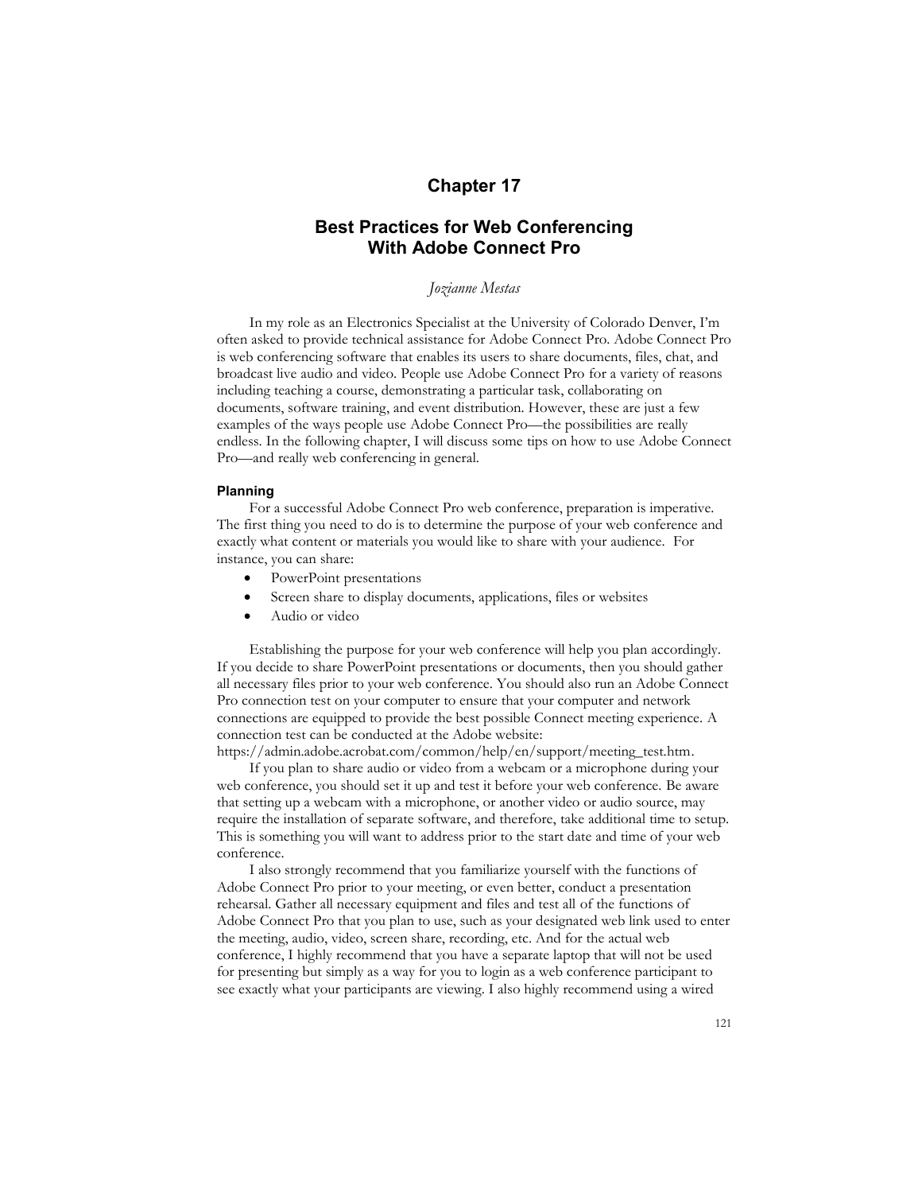# Chapter 17

## Best Practices for Web Conferencing With Adobe Connect Pro

*Jozianne Mestas*

In my role as an Electronics Specialist at the University of Colorado Denver, I'm often asked to provide technical assistance for Adobe Connect Pro. Adobe Connect Pro is web conferencing software that enables its users to share documents, files, chat, and broadcast live audio and video. People use Adobe Connect Pro for a variety of reasons including teaching a course, demonstrating a particular task, collaborating on documents, software training, and event distribution. However, these are just a few examples of the ways people use Adobe Connect Pro—the possibilities are really endless. In the following chapter, I will discuss some tips on how to use Adobe Connect Pro—and really web conferencing in general.

### Planning

For a successful Adobe Connect Pro web conference, preparation is imperative. The first thing you need to do is to determine the purpose of your web conference and exactly what content or materials you would like to share with your audience. For instance, you can share:

- PowerPoint presentations
- Screen share to display documents, applications, files or websites
- Audio or video

Establishing the purpose for your web conference will help you plan accordingly. If you decide to share PowerPoint presentations or documents, then you should gather all necessary files prior to your web conference. You should also run an Adobe Connect Pro connection test on your computer to ensure that your computer and network connections are equipped to provide the best possible Connect meeting experience. A connection test can be conducted at the Adobe website: https://admin.adobe.acrobat.com/common/help/en/support/meeting_test.htm.

If you plan to share audio or video from a webcam or a microphone during your web conference, you should set it up and test it before your web conference. Be aware that setting up a webcam with a microphone, or another video or audio source, may require the installation of separate software, and therefore, take additional time to setup. This is something you will want to address prior to the start date and time of your web conference.

I also strongly recommend that you familiarize yourself with the functions of Adobe Connect Pro prior to your meeting, or even better, conduct a presentation rehearsal. Gather all necessary equipment and files and test all of the functions of Adobe Connect Pro that you plan to use, such as your designated web link used to enter the meeting, audio, video, screen share, recording, etc. And for the actual web conference, I highly recommend that you have a separate laptop that will not be used for presenting but simply as a way for you to login as a web conference participant to see exactly what your participants are viewing. I also highly recommend using a wired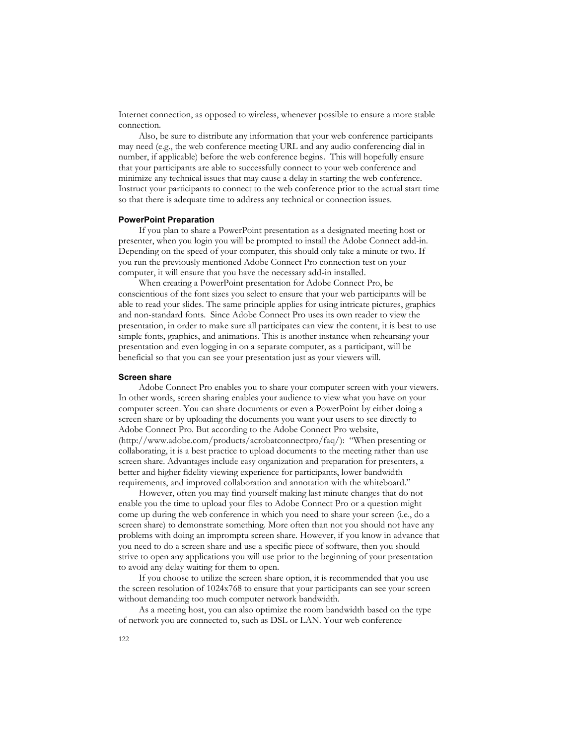Internet connection, as opposed to wireless, whenever possible to ensure a more stable connection.

Also, be sure to distribute any information that your web conference participants may need (e.g., the web conference meeting URL and any audio conferencing dial in number, if applicable) before the web conference begins. This will hopefully ensure that your participants are able to successfully connect to your web conference and minimize any technical issues that may cause a delay in starting the web conference. Instruct your participants to connect to the web conference prior to the actual start time so that there is adequate time to address any technical or connection issues.

### PowerPoint Preparation

If you plan to share a PowerPoint presentation as a designated meeting host or presenter, when you login you will be prompted to install the Adobe Connect add-in. Depending on the speed of your computer, this should only take a minute or two. If you run the previously mentioned Adobe Connect Pro connection test on your computer, it will ensure that you have the necessary add-in installed.

When creating a PowerPoint presentation for Adobe Connect Pro, be conscientious of the font sizes you select to ensure that your web participants will be able to read your slides. The same principle applies for using intricate pictures, graphics and non-standard fonts. Since Adobe Connect Pro uses its own reader to view the presentation, in order to make sure all participates can view the content, it is best to use simple fonts, graphics, and animations. This is another instance when rehearsing your presentation and even logging in on a separate computer, as a participant, will be beneficial so that you can see your presentation just as your viewers will.

### Screen share

Adobe Connect Pro enables you to share your computer screen with your viewers. In other words, screen sharing enables your audience to view what you have on your computer screen. You can share documents or even a PowerPoint by either doing a screen share or by uploading the documents you want your users to see directly to Adobe Connect Pro. But according to the Adobe Connect Pro website, (http://www.adobe.com/products/acrobatconnectpro/faq/): "When presenting or collaborating, it is a best practice to upload documents to the meeting rather than use screen share. Advantages include easy organization and preparation for presenters, a better and higher fidelity viewing experience for participants, lower bandwidth requirements, and improved collaboration and annotation with the whiteboard."

However, often you may find yourself making last minute changes that do not enable you the time to upload your files to Adobe Connect Pro or a question might come up during the web conference in which you need to share your screen (i.e., do a screen share) to demonstrate something. More often than not you should not have any problems with doing an impromptu screen share. However, if you know in advance that you need to do a screen share and use a specific piece of software, then you should strive to open any applications you will use prior to the beginning of your presentation to avoid any delay waiting for them to open.

If you choose to utilize the screen share option, it is recommended that you use the screen resolution of 1024x768 to ensure that your participants can see your screen without demanding too much computer network bandwidth.

As a meeting host, you can also optimize the room bandwidth based on the type of network you are connected to, such as DSL or LAN. Your web conference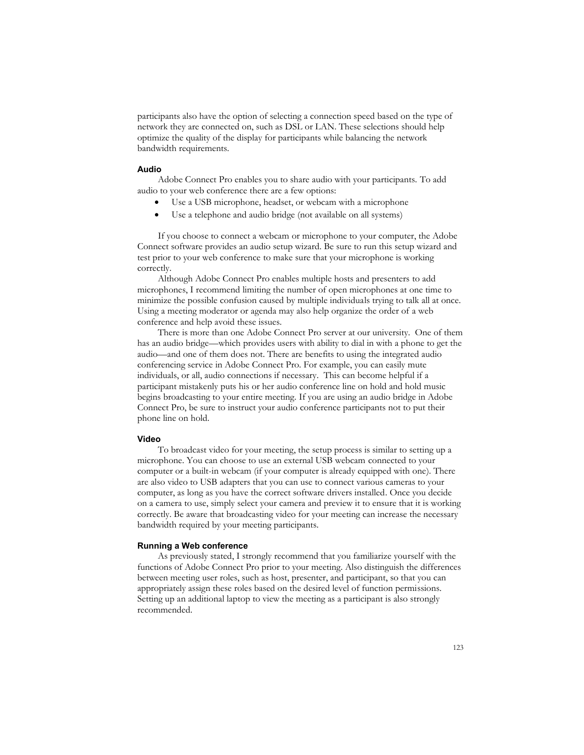participants also have the option of selecting a connection speed based on the type of network they are connected on, such as DSL or LAN. These selections should help optimize the quality of the display for participants while balancing the network bandwidth requirements.

#### Audio

Adobe Connect Pro enables you to share audio with your participants. To add audio to your web conference there are a few options:

- Use a USB microphone, headset, or webcam with a microphone
- Use a telephone and audio bridge (not available on all systems)

If you choose to connect a webcam or microphone to your computer, the Adobe Connect software provides an audio setup wizard. Be sure to run this setup wizard and test prior to your web conference to make sure that your microphone is working correctly.

Although Adobe Connect Pro enables multiple hosts and presenters to add microphones, I recommend limiting the number of open microphones at one time to minimize the possible confusion caused by multiple individuals trying to talk all at once. Using a meeting moderator or agenda may also help organize the order of a web conference and help avoid these issues.

There is more than one Adobe Connect Pro server at our university. One of them has an audio bridge—which provides users with ability to dial in with a phone to get the audio—and one of them does not. There are benefits to using the integrated audio conferencing service in Adobe Connect Pro. For example, you can easily mute individuals, or all, audio connections if necessary. This can become helpful if a participant mistakenly puts his or her audio conference line on hold and hold music begins broadcasting to your entire meeting. If you are using an audio bridge in Adobe Connect Pro, be sure to instruct your audio conference participants not to put their phone line on hold.

#### Video

To broadcast video for your meeting, the setup process is similar to setting up a microphone. You can choose to use an external USB webcam connected to your computer or a built-in webcam (if your computer is already equipped with one). There are also video to USB adapters that you can use to connect various cameras to your computer, as long as you have the correct software drivers installed. Once you decide on a camera to use, simply select your camera and preview it to ensure that it is working correctly. Be aware that broadcasting video for your meeting can increase the necessary bandwidth required by your meeting participants.

#### Running a Web conference

As previously stated, I strongly recommend that you familiarize yourself with the functions of Adobe Connect Pro prior to your meeting. Also distinguish the differences between meeting user roles, such as host, presenter, and participant, so that you can appropriately assign these roles based on the desired level of function permissions. Setting up an additional laptop to view the meeting as a participant is also strongly recommended.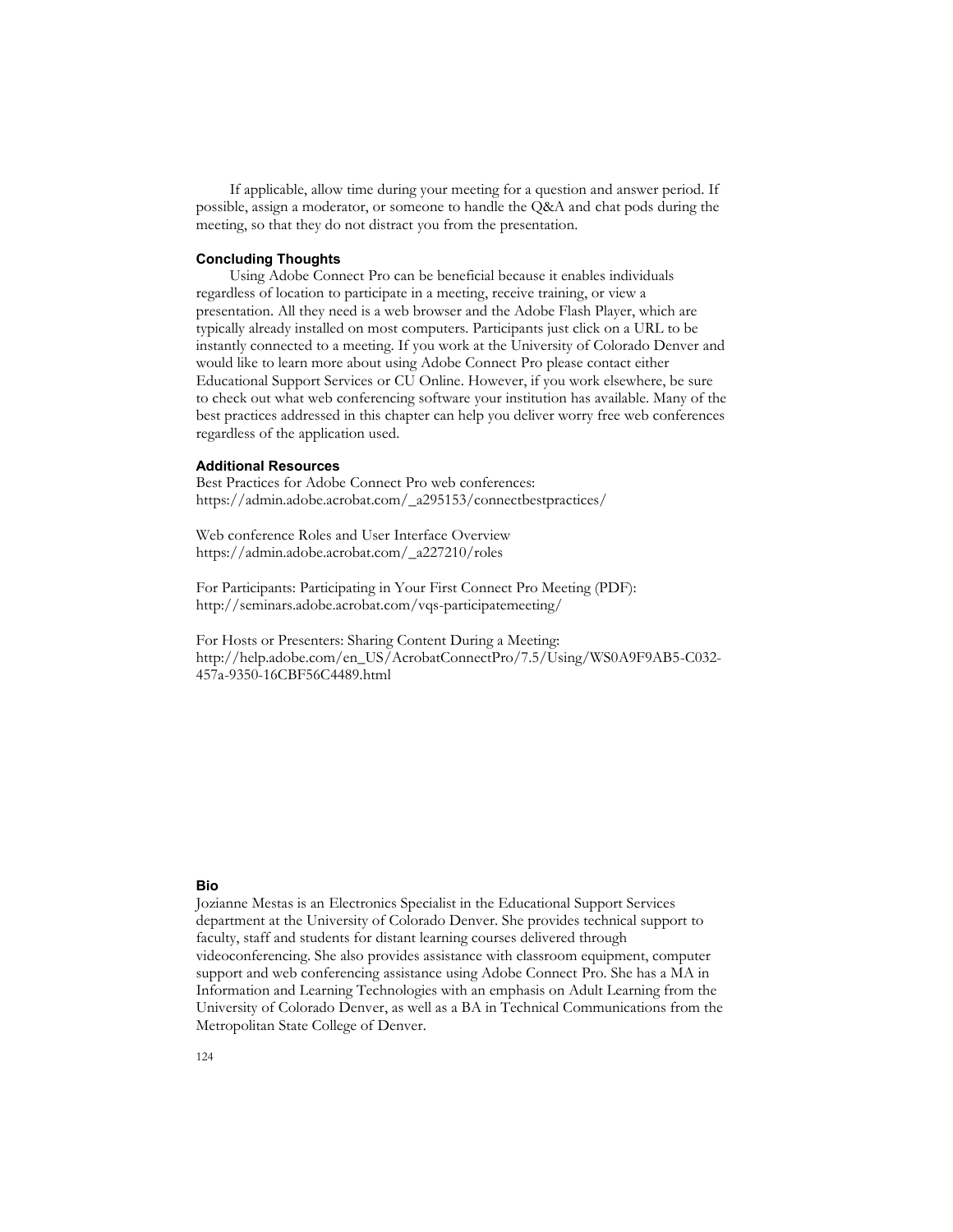If applicable, allow time during your meeting for a question and answer period. If possible, assign a moderator, or someone to handle the Q&A and chat pods during the meeting, so that they do not distract you from the presentation.

### Concluding Thoughts

Using Adobe Connect Pro can be beneficial because it enables individuals regardless of location to participate in a meeting, receive training, or view a presentation. All they need is a web browser and the Adobe Flash Player, which are typically already installed on most computers. Participants just click on a URL to be instantly connected to a meeting. If you work at the University of Colorado Denver and would like to learn more about using Adobe Connect Pro please contact either Educational Support Services or CU Online. However, if you work elsewhere, be sure to check out what web conferencing software your institution has available. Many of the best practices addressed in this chapter can help you deliver worry free web conferences regardless of the application used.

### Additional Resources

Best Practices for Adobe Connect Pro web conferences:
https://admin.adobe.acrobat.com/_a295153/connectbestpractices/

Web conference Roles and User Interface Overview
https://admin.adobe.acrobat.com/_a227210/roles

For Participants: Participating in Your First Connect Pro Meeting (PDF):
http://seminars.adobe.acrobat.com/vqs-participatemeeting/

For Hosts or Presenters: Sharing Content During a Meeting:
http://help.adobe.com/en_US/AcrobatConnectPro/7.5/Using/WS0A9F9AB5-C032-457a-9350-16CBF56C4489.html

### Bio

Jozianne Mestas is an Electronics Specialist in the Educational Support Services department at the University of Colorado Denver. She provides technical support to faculty, staff and students for distant learning courses delivered through videoconferencing. She also provides assistance with classroom equipment, computer support and web conferencing assistance using Adobe Connect Pro. She has a MA in Information and Learning Technologies with an emphasis on Adult Learning from the University of Colorado Denver, as well as a BA in Technical Communications from the Metropolitan State College of Denver.